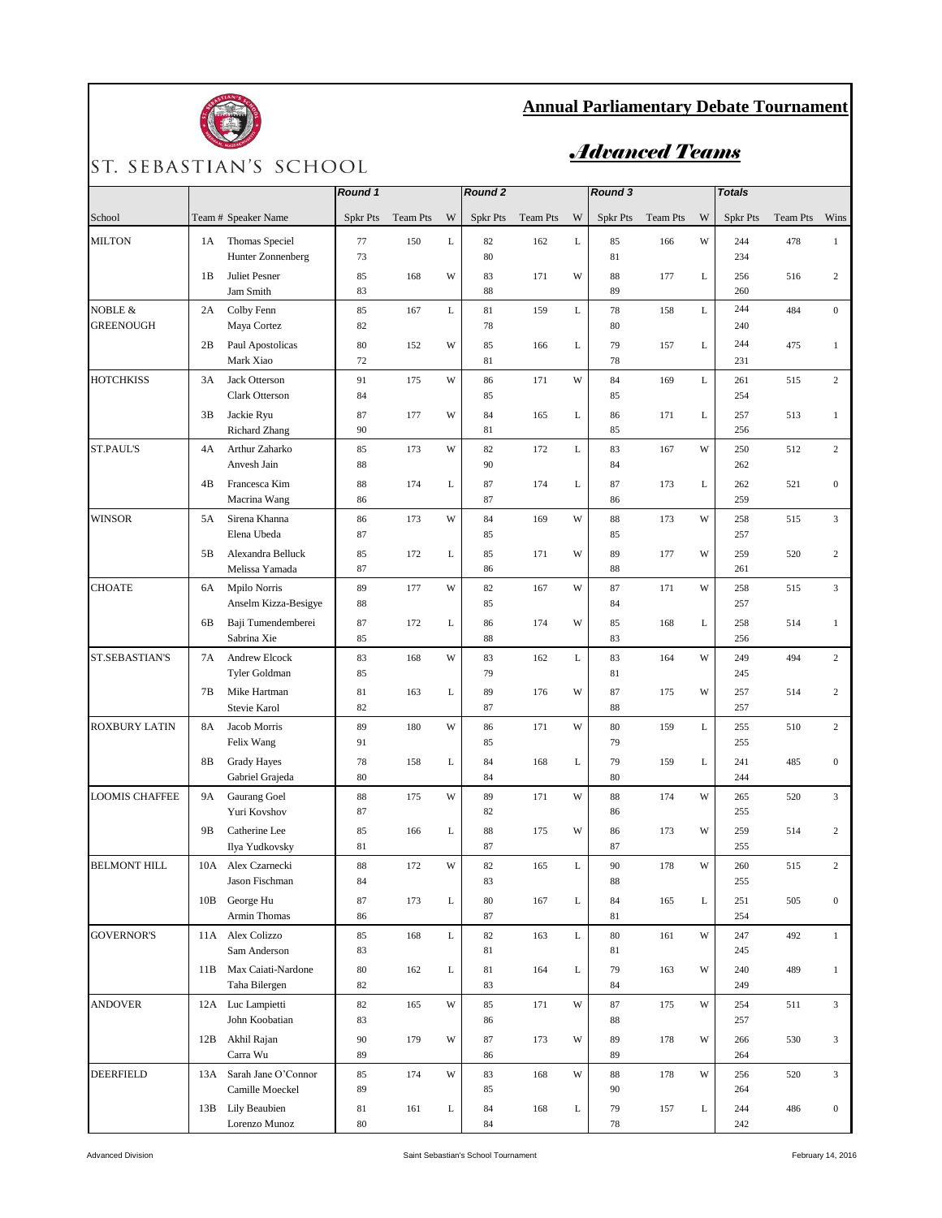ST. SEBASTIAN'S SCHOOL

# Annual Parliamentary Debate Tournament

## *Advanced Teams*

| School | Team # | Speaker Name | Round 1 Spkr Pts | Round 1 Team Pts | Round 1 W | Round 2 Spkr Pts | Round 2 Team Pts | Round 2 W | Round 3 Spkr Pts | Round 3 Team Pts | Round 3 W | Totals Spkr Pts | Totals Team Pts | Wins |
|---|---|---|---|---|---|---|---|---|---|---|---|---|---|---|
| MILTON | 1A | Thomas Speciel | 77 | 150 | L | 82 | 162 | L | 85 | 166 | W | 244 | 478 | 1 |
| | | Hunter Zonnenberg | 73 | | | 80 | | | 81 | | | 234 | | |
| | 1B | Juliet Pesner | 85 | 168 | W | 83 | 171 | W | 88 | 177 | L | 256 | 516 | 2 |
| | | Jam Smith | 83 | | | 88 | | | 89 | | | 260 | | |
| NOBLE & GREENOUGH | 2A | Colby Fenn | 85 | 167 | L | 81 | 159 | L | 78 | 158 | L | 244 | 484 | 0 |
| | | Maya Cortez | 82 | | | 78 | | | 80 | | | 240 | | |
| | 2B | Paul Apostolicas | 80 | 152 | W | 85 | 166 | L | 79 | 157 | L | 244 | 475 | 1 |
| | | Mark Xiao | 72 | | | 81 | | | 78 | | | 231 | | |
| HOTCHKISS | 3A | Jack Otterson | 91 | 175 | W | 86 | 171 | W | 84 | 169 | L | 261 | 515 | 2 |
| | | Clark Otterson | 84 | | | 85 | | | 85 | | | 254 | | |
| | 3B | Jackie Ryu | 87 | 177 | W | 84 | 165 | L | 86 | 171 | L | 257 | 513 | 1 |
| | | Richard Zhang | 90 | | | 81 | | | 85 | | | 256 | | |
| ST.PAUL'S | 4A | Arthur Zaharko | 85 | 173 | W | 82 | 172 | L | 83 | 167 | W | 250 | 512 | 2 |
| | | Anvesh Jain | 88 | | | 90 | | | 84 | | | 262 | | |
| | 4B | Francesca Kim | 88 | 174 | L | 87 | 174 | L | 87 | 173 | L | 262 | 521 | 0 |
| | | Macrina Wang | 86 | | | 87 | | | 86 | | | 259 | | |
| WINSOR | 5A | Sirena Khanna | 86 | 173 | W | 84 | 169 | W | 88 | 173 | W | 258 | 515 | 3 |
| | | Elena Ubeda | 87 | | | 85 | | | 85 | | | 257 | | |
| | 5B | Alexandra Belluck | 85 | 172 | L | 85 | 171 | W | 89 | 177 | W | 259 | 520 | 2 |
| | | Melissa Yamada | 87 | | | 86 | | | 88 | | | 261 | | |
| CHOATE | 6A | Mpilo Norris | 89 | 177 | W | 82 | 167 | W | 87 | 171 | W | 258 | 515 | 3 |
| | | Anselm Kizza-Besigye | 88 | | | 85 | | | 84 | | | 257 | | |
| | 6B | Baji Tumendemberei | 87 | 172 | L | 86 | 174 | W | 85 | 168 | L | 258 | 514 | 1 |
| | | Sabrina Xie | 85 | | | 88 | | | 83 | | | 256 | | |
| ST.SEBASTIAN'S | 7A | Andrew Elcock | 83 | 168 | W | 83 | 162 | L | 83 | 164 | W | 249 | 494 | 2 |
| | | Tyler Goldman | 85 | | | 79 | | | 81 | | | 245 | | |
| | 7B | Mike Hartman | 81 | 163 | L | 89 | 176 | W | 87 | 175 | W | 257 | 514 | 2 |
| | | Stevie Karol | 82 | | | 87 | | | 88 | | | 257 | | |
| ROXBURY LATIN | 8A | Jacob Morris | 89 | 180 | W | 86 | 171 | W | 80 | 159 | L | 255 | 510 | 2 |
| | | Felix Wang | 91 | | | 85 | | | 79 | | | 255 | | |
| | 8B | Grady Hayes | 78 | 158 | L | 84 | 168 | L | 79 | 159 | L | 241 | 485 | 0 |
| | | Gabriel Grajeda | 80 | | | 84 | | | 80 | | | 244 | | |
| LOOMIS CHAFFEE | 9A | Gaurang Goel | 88 | 175 | W | 89 | 171 | W | 88 | 174 | W | 265 | 520 | 3 |
| | | Yuri Kovshov | 87 | | | 82 | | | 86 | | | 255 | | |
| | 9B | Catherine Lee | 85 | 166 | L | 88 | 175 | W | 86 | 173 | W | 259 | 514 | 2 |
| | | Ilya Yudkovsky | 81 | | | 87 | | | 87 | | | 255 | | |
| BELMONT HILL | 10A | Alex Czarnecki | 88 | 172 | W | 82 | 165 | L | 90 | 178 | W | 260 | 515 | 2 |
| | | Jason Fischman | 84 | | | 83 | | | 88 | | | 255 | | |
| | 10B | George Hu | 87 | 173 | L | 80 | 167 | L | 84 | 165 | L | 251 | 505 | 0 |
| | | Armin Thomas | 86 | | | 87 | | | 81 | | | 254 | | |
| GOVERNOR'S | 11A | Alex Colizzo | 85 | 168 | L | 82 | 163 | L | 80 | 161 | W | 247 | 492 | 1 |
| | | Sam Anderson | 83 | | | 81 | | | 81 | | | 245 | | |
| | 11B | Max Caiati-Nardone | 80 | 162 | L | 81 | 164 | L | 79 | 163 | W | 240 | 489 | 1 |
| | | Taha Bilergen | 82 | | | 83 | | | 84 | | | 249 | | |
| ANDOVER | 12A | Luc Lampietti | 82 | 165 | W | 85 | 171 | W | 87 | 175 | W | 254 | 511 | 3 |
| | | John Koobatian | 83 | | | 86 | | | 88 | | | 257 | | |
| | 12B | Akhil Rajan | 90 | 179 | W | 87 | 173 | W | 89 | 178 | W | 266 | 530 | 3 |
| | | Carra Wu | 89 | | | 86 | | | 89 | | | 264 | | |
| DEERFIELD | 13A | Sarah Jane O'Connor | 85 | 174 | W | 83 | 168 | W | 88 | 178 | W | 256 | 520 | 3 |
| | | Camille Moeckel | 89 | | | 85 | | | 90 | | | 264 | | |
| | 13B | Lily Beaubien | 81 | 161 | L | 84 | 168 | L | 79 | 157 | L | 244 | 486 | 0 |
| | | Lorenzo Munoz | 80 | | | 84 | | | 78 | | | 242 | | |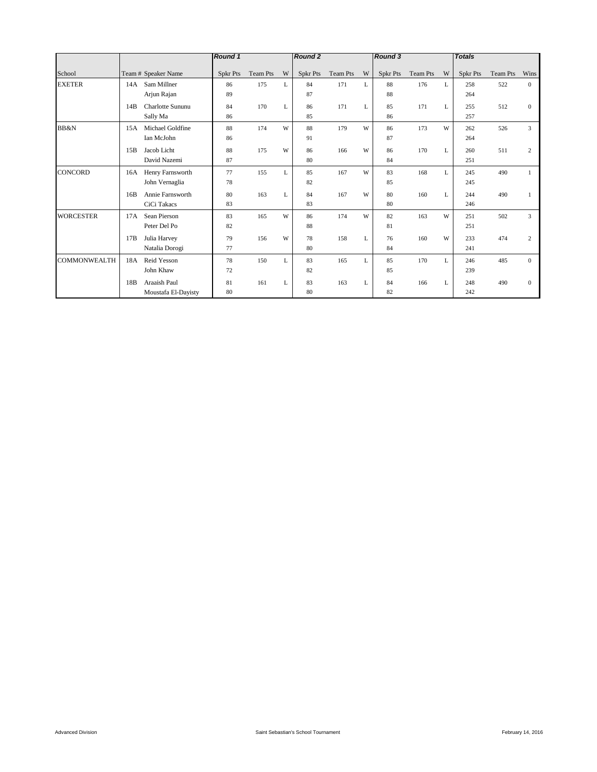| | | | Round 1 | | | Round 2 | | | Round 3 | | | Totals | | |
|---|---|---|---|---|---|---|---|---|---|---|---|---|---|---|
| School | Team # | Speaker Name | Spkr Pts | Team Pts | W | Spkr Pts | Team Pts | W | Spkr Pts | Team Pts | W | Spkr Pts | Team Pts | Wins |
| EXETER | 14A | Sam Millner | 86 | 175 | L | 84 | 171 | L | 88 | 176 | L | 258 | 522 | 0 |
| | | Arjun Rajan | 89 | | | 87 | | | 88 | | | 264 | | |
| | 14B | Charlotte Sununu | 84 | 170 | L | 86 | 171 | L | 85 | 171 | L | 255 | 512 | 0 |
| | | Sally Ma | 86 | | | 85 | | | 86 | | | 257 | | |
| BB&N | 15A | Michael Goldfine | 88 | 174 | W | 88 | 179 | W | 86 | 173 | W | 262 | 526 | 3 |
| | | Ian McJohn | 86 | | | 91 | | | 87 | | | 264 | | |
| | 15B | Jacob Licht | 88 | 175 | W | 86 | 166 | W | 86 | 170 | L | 260 | 511 | 2 |
| | | David Nazemi | 87 | | | 80 | | | 84 | | | 251 | | |
| CONCORD | 16A | Henry Farnsworth | 77 | 155 | L | 85 | 167 | W | 83 | 168 | L | 245 | 490 | 1 |
| | | John Vernaglia | 78 | | | 82 | | | 85 | | | 245 | | |
| | 16B | Annie Farnsworth | 80 | 163 | L | 84 | 167 | W | 80 | 160 | L | 244 | 490 | 1 |
| | | CiCi Takacs | 83 | | | 83 | | | 80 | | | 246 | | |
| WORCESTER | 17A | Sean Pierson | 83 | 165 | W | 86 | 174 | W | 82 | 163 | W | 251 | 502 | 3 |
| | | Peter Del Po | 82 | | | 88 | | | 81 | | | 251 | | |
| | 17B | Julia Harvey | 79 | 156 | W | 78 | 158 | L | 76 | 160 | W | 233 | 474 | 2 |
| | | Natalia Dorogi | 77 | | | 80 | | | 84 | | | 241 | | |
| COMMONWEALTH | 18A | Reid Yesson | 78 | 150 | L | 83 | 165 | L | 85 | 170 | L | 246 | 485 | 0 |
| | | John Khaw | 72 | | | 82 | | | 85 | | | 239 | | |
| | 18B | Araaish Paul | 81 | 161 | L | 83 | 163 | L | 84 | 166 | L | 248 | 490 | 0 |
| | | Moustafa El-Dayisty | 80 | | | 80 | | | 82 | | | 242 | | |